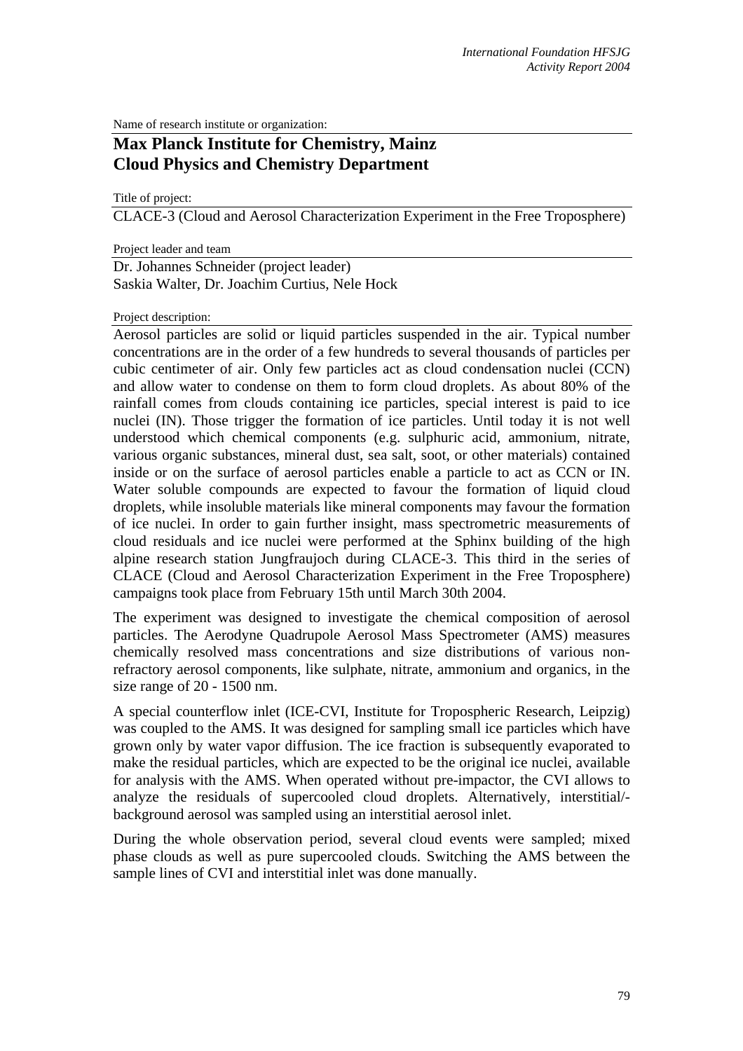Name of research institute or organization:

# Max Planck Institute for Chemistry, Mainz
# Cloud Physics and Chemistry Department

Title of project:

CLACE-3 (Cloud and Aerosol Characterization Experiment in the Free Troposphere)

Project leader and team

Dr. Johannes Schneider (project leader)
Saskia Walter, Dr. Joachim Curtius, Nele Hock

Project description:

Aerosol particles are solid or liquid particles suspended in the air. Typical number concentrations are in the order of a few hundreds to several thousands of particles per cubic centimeter of air. Only few particles act as cloud condensation nuclei (CCN) and allow water to condense on them to form cloud droplets. As about 80% of the rainfall comes from clouds containing ice particles, special interest is paid to ice nuclei (IN). Those trigger the formation of ice particles. Until today it is not well understood which chemical components (e.g. sulphuric acid, ammonium, nitrate, various organic substances, mineral dust, sea salt, soot, or other materials) contained inside or on the surface of aerosol particles enable a particle to act as CCN or IN. Water soluble compounds are expected to favour the formation of liquid cloud droplets, while insoluble materials like mineral components may favour the formation of ice nuclei. In order to gain further insight, mass spectrometric measurements of cloud residuals and ice nuclei were performed at the Sphinx building of the high alpine research station Jungfraujoch during CLACE-3. This third in the series of CLACE (Cloud and Aerosol Characterization Experiment in the Free Troposphere) campaigns took place from February 15th until March 30th 2004.

The experiment was designed to investigate the chemical composition of aerosol particles. The Aerodyne Quadrupole Aerosol Mass Spectrometer (AMS) measures chemically resolved mass concentrations and size distributions of various non-refractory aerosol components, like sulphate, nitrate, ammonium and organics, in the size range of 20 - 1500 nm.

A special counterflow inlet (ICE-CVI, Institute for Tropospheric Research, Leipzig) was coupled to the AMS. It was designed for sampling small ice particles which have grown only by water vapor diffusion. The ice fraction is subsequently evaporated to make the residual particles, which are expected to be the original ice nuclei, available for analysis with the AMS. When operated without pre-impactor, the CVI allows to analyze the residuals of supercooled cloud droplets. Alternatively, interstitial/-background aerosol was sampled using an interstitial aerosol inlet.

During the whole observation period, several cloud events were sampled; mixed phase clouds as well as pure supercooled clouds. Switching the AMS between the sample lines of CVI and interstitial inlet was done manually.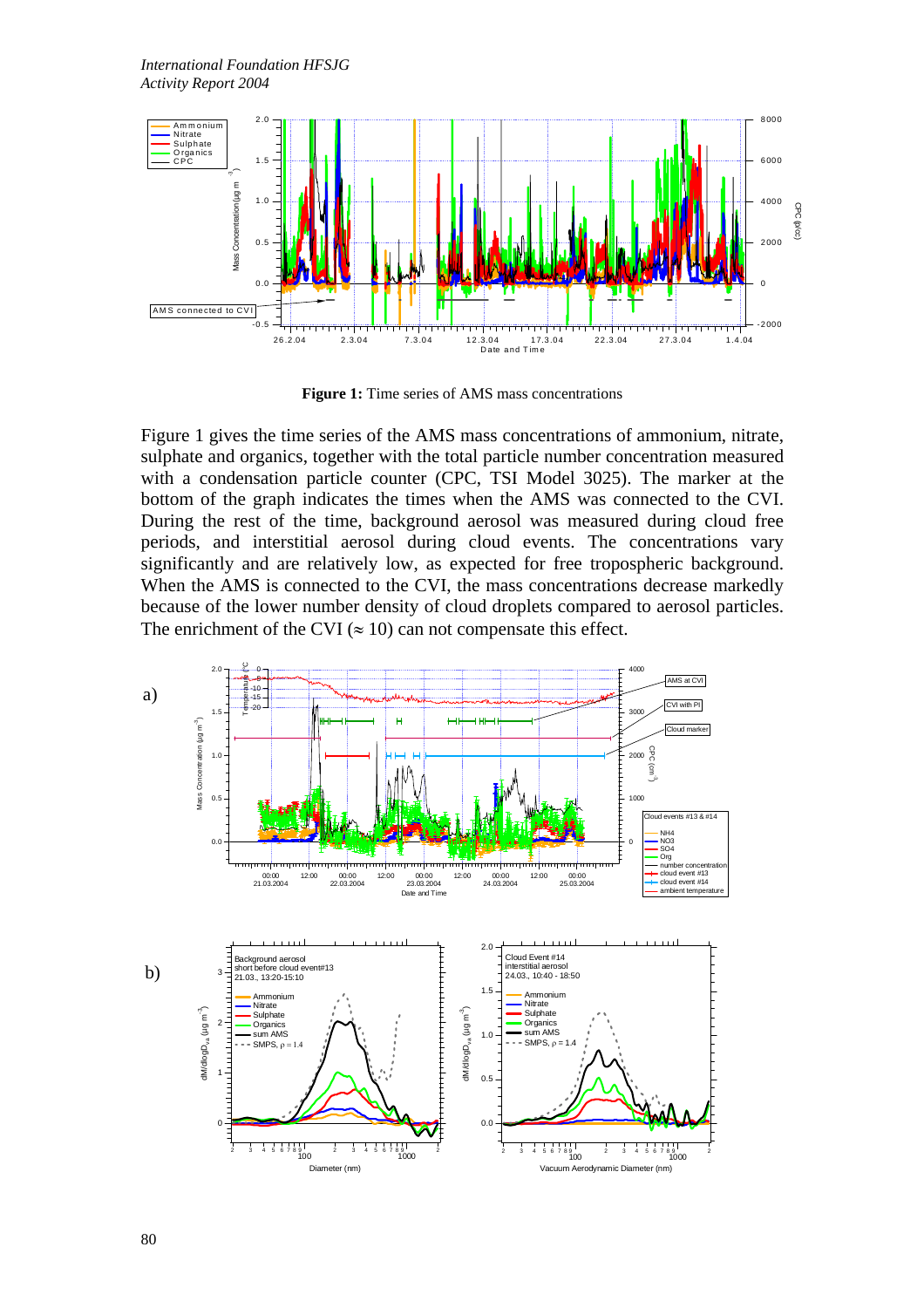**Figure 1:** Time series of AMS mass concentrations

Figure 1 gives the time series of the AMS mass concentrations of ammonium, nitrate, sulphate and organics, together with the total particle number concentration measured with a condensation particle counter (CPC, TSI Model 3025). The marker at the bottom of the graph indicates the times when the AMS was connected to the CVI. During the rest of the time, background aerosol was measured during cloud free periods, and interstitial aerosol during cloud events. The concentrations vary significantly and are relatively low, as expected for free tropospheric background. When the AMS is connected to the CVI, the mass concentrations decrease markedly because of the lower number density of cloud droplets compared to aerosol particles. The enrichment of the CVI ($\approx 10$) can not compensate this effect.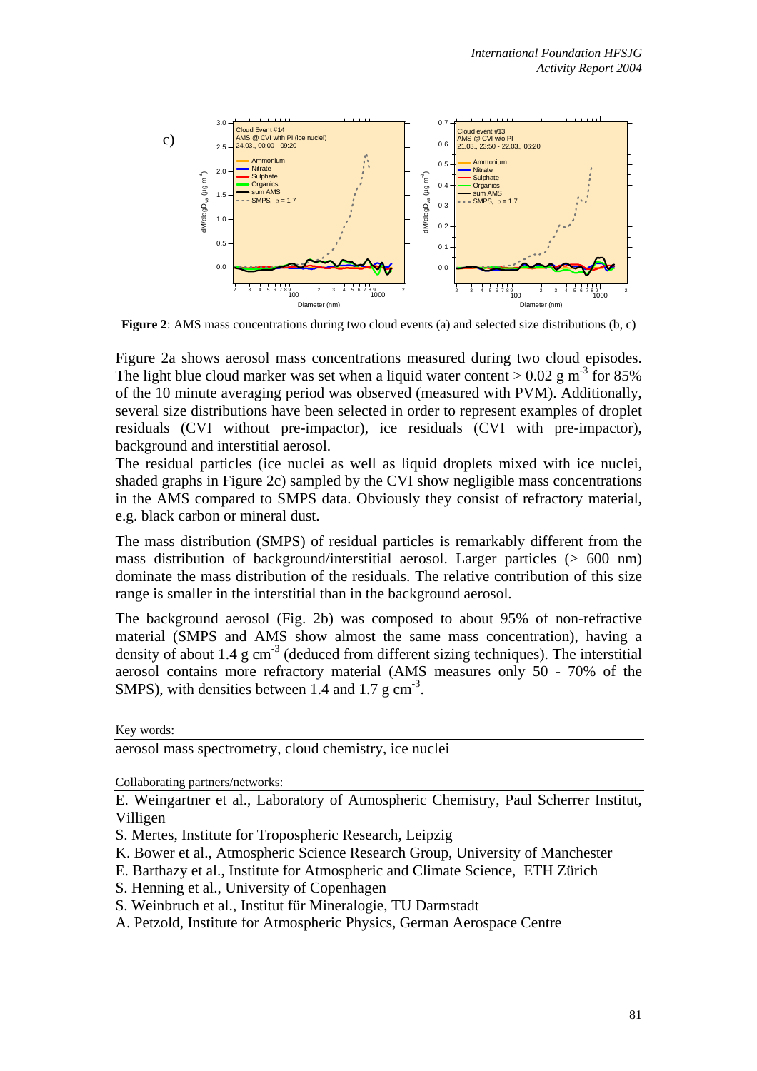**Figure 2**: AMS mass concentrations during two cloud events (a) and selected size distributions (b, c)

Figure 2a shows aerosol mass concentrations measured during two cloud episodes. The light blue cloud marker was set when a liquid water content > 0.02 g m$^{-3}$ for 85% of the 10 minute averaging period was observed (measured with PVM). Additionally, several size distributions have been selected in order to represent examples of droplet residuals (CVI without pre-impactor), ice residuals (CVI with pre-impactor), background and interstitial aerosol.

The residual particles (ice nuclei as well as liquid droplets mixed with ice nuclei, shaded graphs in Figure 2c) sampled by the CVI show negligible mass concentrations in the AMS compared to SMPS data. Obviously they consist of refractory material, e.g. black carbon or mineral dust.

The mass distribution (SMPS) of residual particles is remarkably different from the mass distribution of background/interstitial aerosol. Larger particles (> 600 nm) dominate the mass distribution of the residuals. The relative contribution of this size range is smaller in the interstitial than in the background aerosol.

The background aerosol (Fig. 2b) was composed to about 95% of non-refractive material (SMPS and AMS show almost the same mass concentration), having a density of about 1.4 g cm$^{-3}$ (deduced from different sizing techniques). The interstitial aerosol contains more refractory material (AMS measures only 50 - 70% of the SMPS), with densities between 1.4 and 1.7 g cm$^{-3}$.

Key words:

aerosol mass spectrometry, cloud chemistry, ice nuclei

Collaborating partners/networks:

E. Weingartner et al., Laboratory of Atmospheric Chemistry, Paul Scherrer Institut, Villigen

S. Mertes, Institute for Tropospheric Research, Leipzig

K. Bower et al., Atmospheric Science Research Group, University of Manchester

E. Barthazy et al., Institute for Atmospheric and Climate Science, ETH Zürich

S. Henning et al., University of Copenhagen

S. Weinbruch et al., Institut für Mineralogie, TU Darmstadt

A. Petzold, Institute for Atmospheric Physics, German Aerospace Centre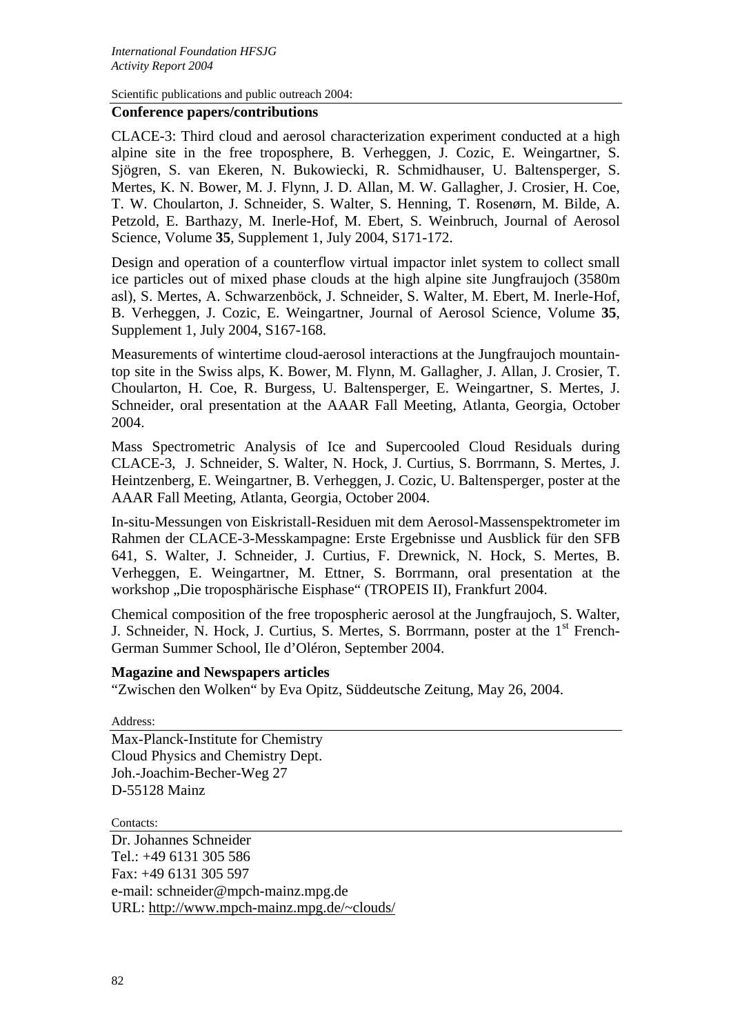Scientific publications and public outreach 2004:

## Conference papers/contributions

CLACE-3: Third cloud and aerosol characterization experiment conducted at a high alpine site in the free troposphere, B. Verheggen, J. Cozic, E. Weingartner, S. Sjögren, S. van Ekeren, N. Bukowiecki, R. Schmidhauser, U. Baltensperger, S. Mertes, K. N. Bower, M. J. Flynn, J. D. Allan, M. W. Gallagher, J. Crosier, H. Coe, T. W. Choularton, J. Schneider, S. Walter, S. Henning, T. Rosenørn, M. Bilde, A. Petzold, E. Barthazy, M. Inerle-Hof, M. Ebert, S. Weinbruch, Journal of Aerosol Science, Volume **35**, Supplement 1, July 2004, S171-172.

Design and operation of a counterflow virtual impactor inlet system to collect small ice particles out of mixed phase clouds at the high alpine site Jungfraujoch (3580m asl), S. Mertes, A. Schwarzenböck, J. Schneider, S. Walter, M. Ebert, M. Inerle-Hof, B. Verheggen, J. Cozic, E. Weingartner, Journal of Aerosol Science, Volume **35**, Supplement 1, July 2004, S167-168.

Measurements of wintertime cloud-aerosol interactions at the Jungfraujoch mountain-top site in the Swiss alps, K. Bower, M. Flynn, M. Gallagher, J. Allan, J. Crosier, T. Choularton, H. Coe, R. Burgess, U. Baltensperger, E. Weingartner, S. Mertes, J. Schneider, oral presentation at the AAAR Fall Meeting, Atlanta, Georgia, October 2004.

Mass Spectrometric Analysis of Ice and Supercooled Cloud Residuals during CLACE-3, J. Schneider, S. Walter, N. Hock, J. Curtius, S. Borrmann, S. Mertes, J. Heintzenberg, E. Weingartner, B. Verheggen, J. Cozic, U. Baltensperger, poster at the AAAR Fall Meeting, Atlanta, Georgia, October 2004.

In-situ-Messungen von Eiskristall-Residuen mit dem Aerosol-Massenspektrometer im Rahmen der CLACE-3-Messkampagne: Erste Ergebnisse und Ausblick für den SFB 641, S. Walter, J. Schneider, J. Curtius, F. Drewnick, N. Hock, S. Mertes, B. Verheggen, E. Weingartner, M. Ettner, S. Borrmann, oral presentation at the workshop „Die troposphärische Eisphase“ (TROPEIS II), Frankfurt 2004.

Chemical composition of the free tropospheric aerosol at the Jungfraujoch, S. Walter, J. Schneider, N. Hock, J. Curtius, S. Mertes, S. Borrmann, poster at the 1st French-German Summer School, Ile d'Oléron, September 2004.

## Magazine and Newspapers articles

“Zwischen den Wolken“ by Eva Opitz, Süddeutsche Zeitung, May 26, 2004.

Address:

Max-Planck-Institute for Chemistry
Cloud Physics and Chemistry Dept.
Joh.-Joachim-Becher-Weg 27
D-55128 Mainz

Contacts:

Dr. Johannes Schneider
Tel.: +49 6131 305 586
Fax: +49 6131 305 597
e-mail: schneider@mpch-mainz.mpg.de
URL: http://www.mpch-mainz.mpg.de/~clouds/